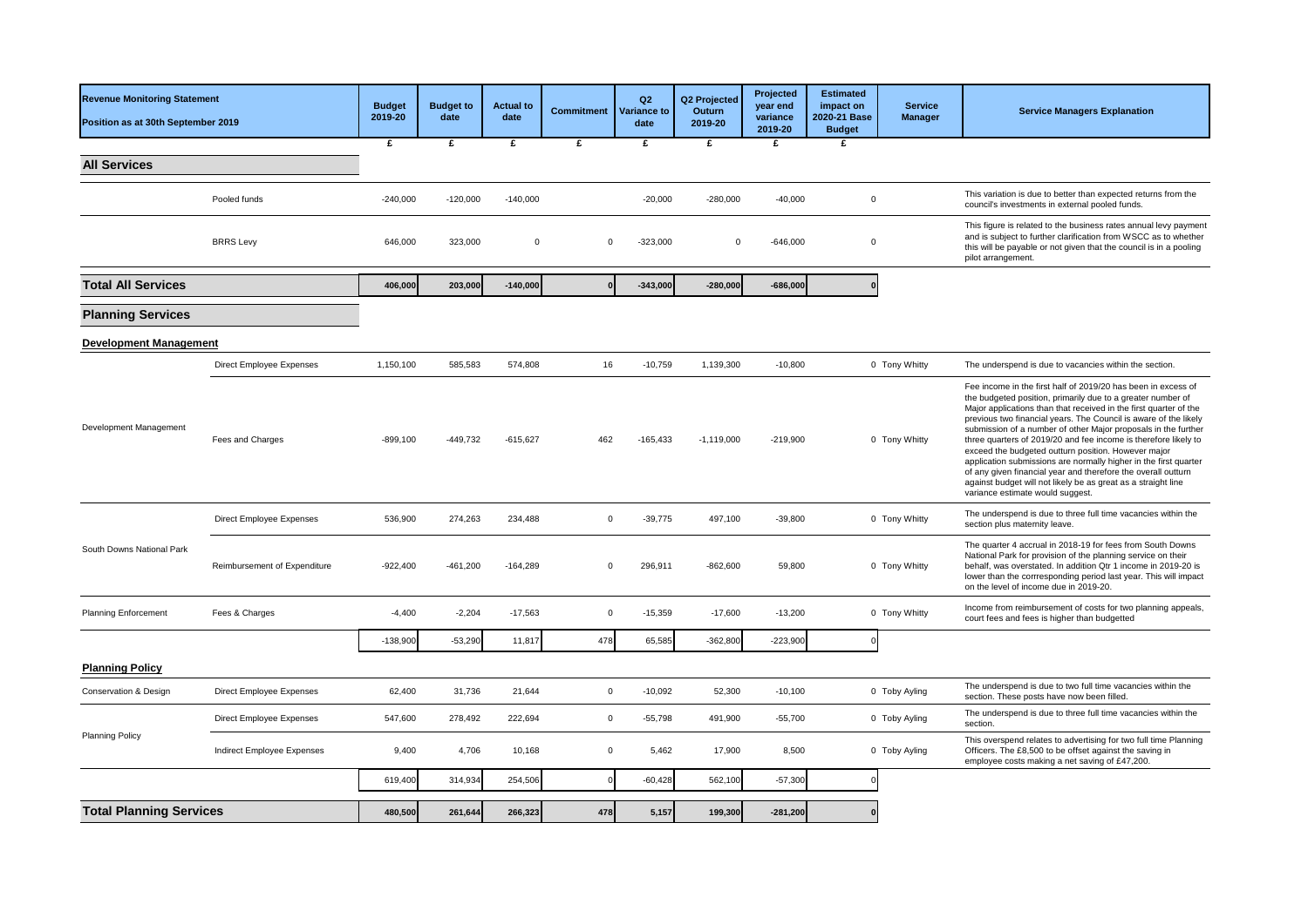| Revenue Monitoring Statement<br>Position as at 30th September 2019 | | Budget 2019-20 | Budget to date | Actual to date | Commitment | Q2 Variance to date | Q2 Projected Outurn 2019-20 | Projected year end variance 2019-20 | Estimated impact on 2020-21 Base Budget | Service Manager | Service Managers Explanation |
|---|---|---|---|---|---|---|---|---|---|---|---|
| | | £ | £ | £ | £ | £ | £ | £ | £ | | |
| **All Services** | | | | | | | | | | | |
| | Pooled funds | -240,000 | -120,000 | -140,000 | | -20,000 | -280,000 | -40,000 | 0 | | This variation is due to better than expected returns from the council's investments in external pooled funds. |
| | BRRS Levy | 646,000 | 323,000 | 0 | 0 | -323,000 | 0 | -646,000 | 0 | | This figure is related to the business rates annual levy payment and is subject to further clarification from WSCC as to whether this will be payable or not given that the council is in a pooling pilot arrangement. |
| **Total All Services** | | 406,000 | 203,000 | -140,000 | 0 | -343,000 | -280,000 | -686,000 | 0 | | |
| **Planning Services** | | | | | | | | | | | |
| **Development Management** | | | | | | | | | | | |
| Development Management | Direct Employee Expenses | 1,150,100 | 585,583 | 574,808 | 16 | -10,759 | 1,139,300 | -10,800 | 0 | Tony Whitty | The underspend is due to vacancies within the section. |
| | Fees and Charges | -899,100 | -449,732 | -615,627 | 462 | -165,433 | -1,119,000 | -219,900 | 0 | Tony Whitty | Fee income in the first half of 2019/20 has been in excess of the budgeted position, primarily due to a greater number of Major applications than that received in the first quarter of the previous two financial years. The Council is aware of the likely submission of a number of other Major proposals in the further three quarters of 2019/20 and fee income is therefore likely to exceed the budgeted outturn position. However major application submissions are normally higher in the first quarter of any given financial year and therefore the overall outturn against budget will not likely be as great as a straight line variance estimate would suggest. |
| South Downs National Park | Direct Employee Expenses | 536,900 | 274,263 | 234,488 | 0 | -39,775 | 497,100 | -39,800 | 0 | Tony Whitty | The underspend is due to three full time vacancies within the section plus maternity leave. |
| | Reimbursement of Expenditure | -922,400 | -461,200 | -164,289 | 0 | 296,911 | -862,600 | 59,800 | 0 | Tony Whitty | The quarter 4 accrual in 2018-19 for fees from South Downs National Park for provision of the planning service on their behalf, was overstated. In addition Qtr 1 income in 2019-20 is lower than the corrresponding period last year. This will impact on the level of income due in 2019-20. |
| Planning Enforcement | Fees & Charges | -4,400 | -2,204 | -17,563 | 0 | -15,359 | -17,600 | -13,200 | 0 | Tony Whitty | Income from reimbursement of costs for two planning appeals, court fees and fees is higher than budgetted |
| | | -138,900 | -53,290 | 11,817 | 478 | 65,585 | -362,800 | -223,900 | 0 | | |
| **Planning Policy** | | | | | | | | | | | |
| Conservation & Design | Direct Employee Expenses | 62,400 | 31,736 | 21,644 | 0 | -10,092 | 52,300 | -10,100 | 0 | Toby Ayling | The underspend is due to two full time vacancies within the section. These posts have now been filled. |
| Planning Policy | Direct Employee Expenses | 547,600 | 278,492 | 222,694 | 0 | -55,798 | 491,900 | -55,700 | 0 | Toby Ayling | The underspend is due to three full time vacancies within the section. |
| | Indirect Employee Expenses | 9,400 | 4,706 | 10,168 | 0 | 5,462 | 17,900 | 8,500 | 0 | Toby Ayling | This overspend relates to advertising for two full time Planning Officers. The £8,500 to be offset against the saving in employee costs making a net saving of £47,200. |
| | | 619,400 | 314,934 | 254,506 | 0 | -60,428 | 562,100 | -57,300 | 0 | | |
| **Total Planning Services** | | 480,500 | 261,644 | 266,323 | 478 | 5,157 | 199,300 | -281,200 | 0 | | |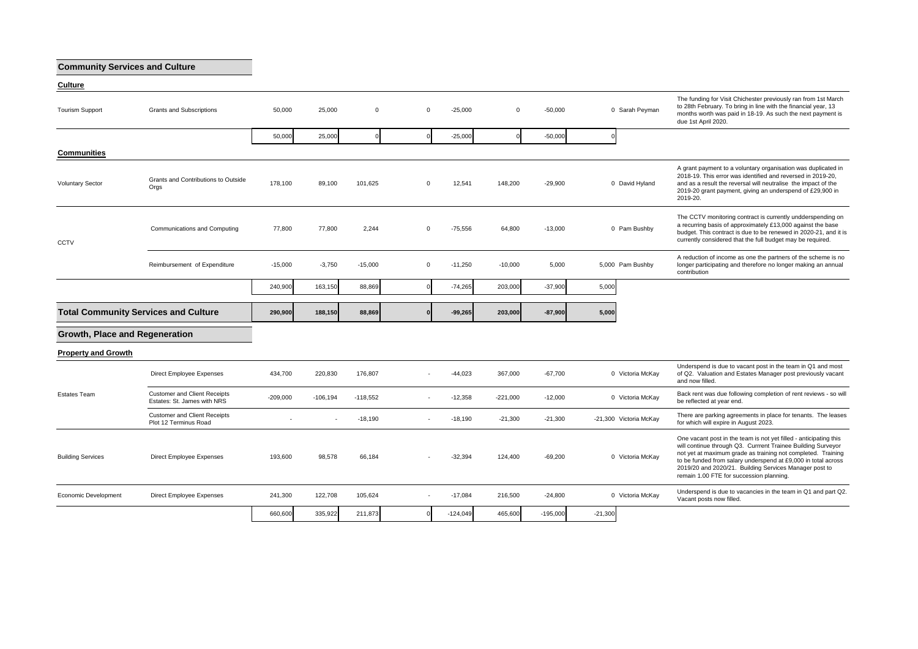## Community Services and Culture

### Culture

| | | | | | | | | | | | |
|---|---|---|---|---|---|---|---|---|---|---|---|
| Tourism Support | Grants and Subscriptions | 50,000 | 25,000 | 0 | 0 | -25,000 | 0 | -50,000 | 0 | Sarah Peyman | The funding for Visit Chichester previously ran from 1st March to 28th February. To bring in line with the financial year, 13 months worth was paid in 18-19. As such the next payment is due 1st April 2020. |
| | | 50,000 | 25,000 | 0 | 0 | -25,000 | 0 | -50,000 | 0 | | |

### Communities

| | | | | | | | | | | | |
|---|---|---|---|---|---|---|---|---|---|---|---|
| Voluntary Sector | Grants and Contributions to Outside Orgs | 178,100 | 89,100 | 101,625 | 0 | 12,541 | 148,200 | -29,900 | 0 | David Hyland | A grant payment to a voluntary organisation was duplicated in 2018-19. This error was identified and reversed in 2019-20, and as a result the reversal will neutralise the impact of the 2019-20 grant payment, giving an underspend of £29,900 in 2019-20. |
| CCTV | Communications and Computing | 77,800 | 77,800 | 2,244 | 0 | -75,556 | 64,800 | -13,000 | 0 | Pam Bushby | The CCTV monitoring contract is currently uddderspending on a recurring basis of approximately £13,000 against the base budget. This contract is due to be renewed in 2020-21, and it is currently considered that the full budget may be required. |
| | Reimbursement of Expenditure | -15,000 | -3,750 | -15,000 | 0 | -11,250 | -10,000 | 5,000 | 5,000 | Pam Bushby | A reduction of income as one the partners of the scheme is no longer participating and therefore no longer making an annual contribution |
| | | 240,900 | 163,150 | 88,869 | 0 | -74,265 | 203,000 | -37,900 | 5,000 | | |
| **Total Community Services and Culture** | | **290,900** | **188,150** | **88,869** | **0** | **-99,265** | **203,000** | **-87,900** | **5,000** | | |

## Growth, Place and Regeneration

### Property and Growth

| | | | | | | | | | | | |
|---|---|---|---|---|---|---|---|---|---|---|---|
| Estates Team | Direct Employee Expenses | 434,700 | 220,830 | 176,807 | - | -44,023 | 367,000 | -67,700 | 0 | Victoria McKay | Underspend is due to vacant post in the team in Q1 and most of Q2. Valuation and Estates Manager post previously vacant and now filled. |
| | Customer and Client Receipts Estates: St. James with NRS | -209,000 | -106,194 | -118,552 | - | -12,358 | -221,000 | -12,000 | 0 | Victoria McKay | Back rent was due following completion of rent reviews - so will be reflected at year end. |
| | Customer and Client Receipts Plot 12 Terminus Road | - | - | -18,190 | - | -18,190 | -21,300 | -21,300 | -21,300 | Victoria McKay | There are parking agreements in place for tenants. The leases for which will expire in August 2023. |
| Building Services | Direct Employee Expenses | 193,600 | 98,578 | 66,184 | - | -32,394 | 124,400 | -69,200 | 0 | Victoria McKay | One vacant post in the team is not yet filled - anticipating this will continue through Q3. Currrent Trainee Building Surveyor not yet at maximum grade as training not completed. Training to be funded from salary underspend at £9,000 in total across 2019/20 and 2020/21. Building Services Manager post to remain 1.00 FTE for succession planning. |
| Economic Development | Direct Employee Expenses | 241,300 | 122,708 | 105,624 | - | -17,084 | 216,500 | -24,800 | 0 | Victoria McKay | Underspend is due to vacancies in the team in Q1 and part Q2. Vacant posts now filled. |
| | | 660,600 | 335,922 | 211,873 | 0 | -124,049 | 465,600 | -195,000 | -21,300 | | |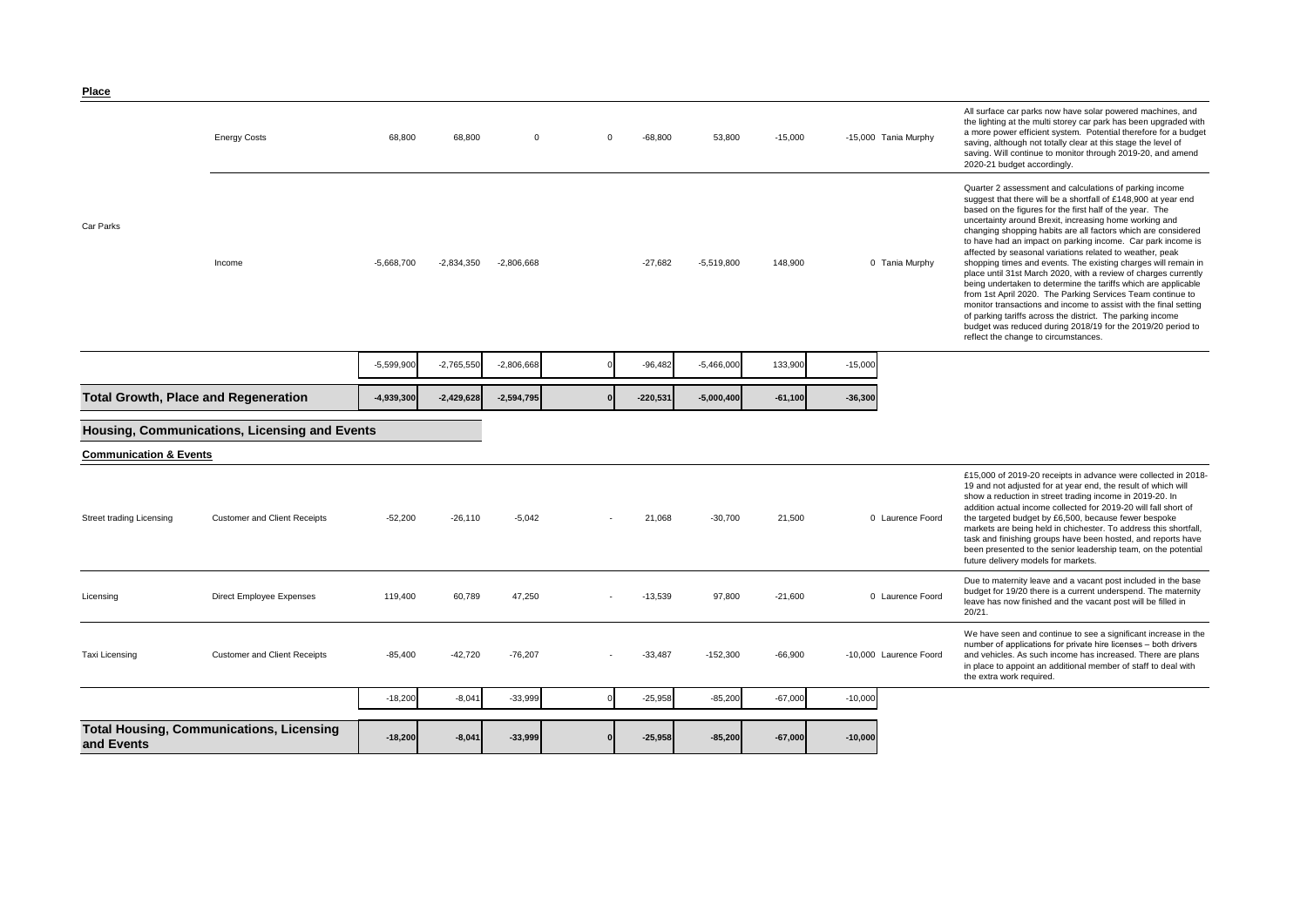**Place**

| | | | | | | | | | | | |
|---|---|---|---|---|---|---|---|---|---|---|---|
| Car Parks | Energy Costs | 68,800 | 68,800 | 0 | 0 | -68,800 | 53,800 | -15,000 | -15,000 | Tania Murphy | All surface car parks now have solar powered machines, and the lighting at the multi storey car park has been upgraded with a more power efficient system. Potential therefore for a budget saving, although not totally clear at this stage the level of saving. Will continue to monitor through 2019-20, and amend 2020-21 budget accordingly. |
| | Income | -5,668,700 | -2,834,350 | -2,806,668 | | -27,682 | -5,519,800 | 148,900 | 0 | Tania Murphy | Quarter 2 assessment and calculations of parking income suggest that there will be a shortfall of £148,900 at year end based on the figures for the first half of the year. The uncertainty around Brexit, increasing home working and changing shopping habits are all factors which are considered to have had an impact on parking income. Car park income is affected by seasonal variations related to weather, peak shopping times and events. The existing charges will remain in place until 31st March 2020, with a review of charges currently being undertaken to determine the tariffs which are applicable from 1st April 2020. The Parking Services Team continue to monitor transactions and income to assist with the final setting of parking tariffs across the district. The parking income budget was reduced during 2018/19 for the 2019/20 period to reflect the change to circumstances. |
| | | -5,599,900 | -2,765,550 | -2,806,668 | 0 | -96,482 | -5,466,000 | 133,900 | -15,000 | | |
| **Total Growth, Place and Regeneration** | | **-4,939,300** | **-2,429,628** | **-2,594,795** | **0** | **-220,531** | **-5,000,400** | **-61,100** | **-36,300** | | |

## Housing, Communications, Licensing and Events

**Communication & Events**

| | | | | | | | | | | | |
|---|---|---|---|---|---|---|---|---|---|---|---|
| Street trading Licensing | Customer and Client Receipts | -52,200 | -26,110 | -5,042 | - | 21,068 | -30,700 | 21,500 | 0 | Laurence Foord | £15,000 of 2019-20 receipts in advance were collected in 2018-19 and not adjusted for at year end, the result of which will show a reduction in street trading income in 2019-20. In addition actual income collected for 2019-20 will fall short of the targeted budget by £6,500, because fewer bespoke markets are being held in chichester. To address this shortfall, task and finishing groups have been hosted, and reports have been presented to the senior leadership team, on the potential future delivery models for markets. |
| Licensing | Direct Employee Expenses | 119,400 | 60,789 | 47,250 | - | -13,539 | 97,800 | -21,600 | 0 | Laurence Foord | Due to maternity leave and a vacant post included in the base budget for 19/20 there is a current underspend. The maternity leave has now finished and the vacant post will be filled in 20/21. |
| Taxi Licensing | Customer and Client Receipts | -85,400 | -42,720 | -76,207 | - | -33,487 | -152,300 | -66,900 | -10,000 | Laurence Foord | We have seen and continue to see a significant increase in the number of applications for private hire licenses – both drivers and vehicles. As such income has increased. There are plans in place to appoint an additional member of staff to deal with the extra work required. |
| | | -18,200 | -8,041 | -33,999 | 0 | -25,958 | -85,200 | -67,000 | -10,000 | | |
| **Total Housing, Communications, Licensing and Events** | | **-18,200** | **-8,041** | **-33,999** | **0** | **-25,958** | **-85,200** | **-67,000** | **-10,000** | | |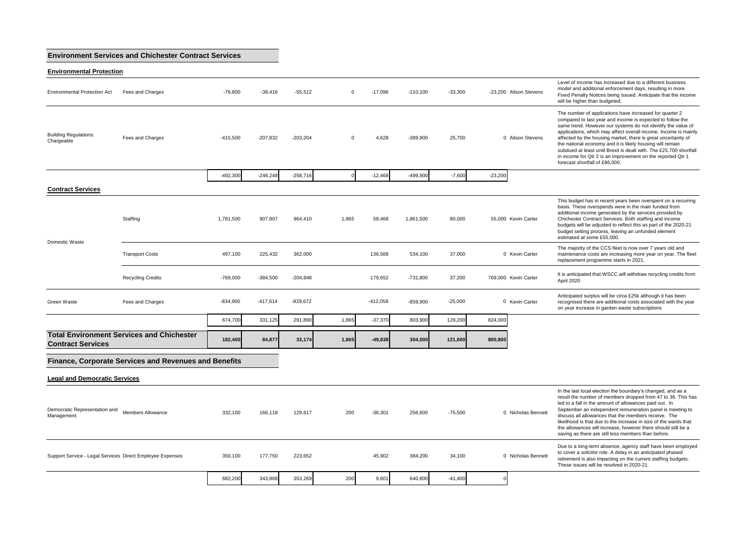## Environment Services and Chichester Contract Services

### Environmental Protection

| | | | | | | | | | | | |
|---|---|---|---|---|---|---|---|---|---|---|---|
| Environmental Protection Act | Fees and Charges | -76,800 | -38,416 | -55,512 | 0 | -17,096 | -110,100 | -33,300 | -23,200 | Alison Stevens | Level of income has increased due to a different business model and additional enforcement days, resulting in more Fixed Penalty Notices being issued. Anticipate that the income will be higher than budgeted. |
| Building Regulations: Chargeable | Fees and Charges | -415,500 | -207,832 | -203,204 | 0 | 4,628 | -389,800 | 25,700 | 0 | Alison Stevens | The number of applications have increased for quarter 2 compared to last year and income is expected to follow the same trend. However our systems do not identify the value of applications, which may affect overall income. Income is mainly affected by the housing market, there is great uncertainty of the national economy and it is likely housing will remain subdued at least until Brexit is dealt with. The £25,700 shortfall in income for Qtr 2 is an improvement on the reported Qtr 1 forecast shortfall of £86,000. |
| | | -492,300 | -246,248 | -258,716 | 0 | -12,468 | -499,900 | -7,600 | -23,200 | | |

### Contract Services

| | | | | | | | | | | | |
|---|---|---|---|---|---|---|---|---|---|---|---|
| Domestic Waste | Staffing | 1,781,500 | 907,807 | 964,410 | 1,865 | 58,468 | 1,861,500 | 80,000 | 55,000 | Kevin Carter | This budget has in recent years been overspent on a recurring basis. These overspends were in the main funded from additional income generated by the services provided by Chichester Contract Services. Both staffing and income budgets will be adjusted to reflect this as part of the 2020-21 budget setting process, leaving an unfunded element estimated at some £55,000. |
| | Transport Costs | 497,100 | 225,432 | 362,000 | | 136,568 | 534,100 | 37,000 | 0 | Kevin Carter | The majority of the CCS fleet is now over 7 years old and maintenance costs are increasing more year on year. The fleet replacement programme starts in 2021. |
| | Recycling Credits | -769,000 | -384,500 | -204,848 | | 179,652 | -731,800 | 37,200 | 769,000 | Kevin Carter | It is anticipated that WSCC will withdraw recycling credits from April 2020 |
| Green Waste | Fees and Charges | -834,900 | -417,614 | -829,672 | | -412,058 | -859,900 | -25,000 | 0 | Kevin Carter | Anticipated surplus will be circa £25k although it has been recognised there are additional costs associated with the year on year increase in garden waste subscriptions |
| | | 674,700 | 331,125 | 291,890 | 1,865 | -37,370 | 803,900 | 129,200 | 824,000 | | |
| **Total Environment Services and Chichester Contract Services** | | **182,400** | **84,877** | **33,174** | **1,865** | **-49,838** | **304,000** | **121,600** | **800,800** | | |

## Finance, Corporate Services and Revenues and Benefits

### Legal and Democratic Services

| | | | | | | | | | | | |
|---|---|---|---|---|---|---|---|---|---|---|---|
| Democratic Representation and Management | Members Allowance | 332,100 | 166,118 | 129,617 | 200 | -36,301 | 256,600 | -75,500 | 0 | Nicholas Bennett | In the last local election the boundary's changed, and as a result the number of members dropped from 47 to 36. This has led to a fall in the amount of allowances paid out. In September an independent remuneration panel is meeting to discuss all allowances that the members receive. The likelihood is that due to the increase in size of the wards that the allowances will increase, however there should still be a saving as there are still less members than before. |
| Support Service - Legal Services | Direct Employee Expenses | 350,100 | 177,750 | 223,652 | | 45,902 | 384,200 | 34,100 | 0 | Nicholas Bennett | Due to a long-term absence, agency staff have been employed to cover a solicitor role. A delay in an anticipated phased retirement is also impacting on the current staffing budgets. These issues will be resolved in 2020-21. |
| | | 682,200 | 343,868 | 353,269 | 200 | 9,601 | 640,800 | -41,400 | 0 | | |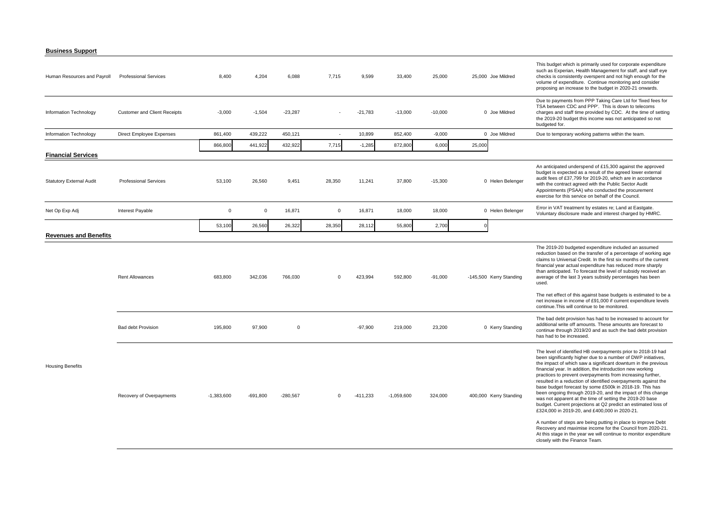**Business Support**

| | | | | | | | | | | | |
|---|---|---|---|---|---|---|---|---|---|---|---|
| Human Resources and Payroll | Professional Services | 8,400 | 4,204 | 6,088 | 7,715 | 9,599 | 33,400 | 25,000 | 25,000 | Joe Mildred | This budget which is primarily used for corporate expenditure such as Experian, Health Management for staff, and staff eye checks is consistently overspent and not high enough for the volume of expenditure. Continue monitoring and consider proposing an increase to the budget in 2020-21 onwards. |
| Information Technology | Customer and Client Receipts | -3,000 | -1,504 | -23,287 | - | -21,783 | -13,000 | -10,000 | 0 | Joe Mildred | Due to payments from PPP Taking Care Ltd for 'fixed fees for TSA between CDC and PPP'. This is down to telecoms charges and staff time provided by CDC. At the time of setting the 2019-20 budget this income was not anticipated so not budgeted for. |
| Information Technology | Direct Employee Expenses | 861,400 | 439,222 | 450,121 | - | 10,899 | 852,400 | -9,000 | 0 | Joe Mildred | Due to temporary working patterns within the team. |
| | | 866,800 | 441,922 | 432,922 | 7,715 | -1,285 | 872,800 | 6,000 | 25,000 | | |

**Financial Services**

| | | | | | | | | | | | |
|---|---|---|---|---|---|---|---|---|---|---|---|
| Statutory External Audit | Professional Services | 53,100 | 26,560 | 9,451 | 28,350 | 11,241 | 37,800 | -15,300 | 0 | Helen Belenger | An anticipated underspend of £15,300 against the approved budget is expected as a result of the agreed lower external audit fees of £37,799 for 2019-20, which are in accordance with the contract agreed with the Public Sector Audit Appointments (PSAA) who conducted the procurement exercise for this service on behalf of the Council. |
| Net Op Exp Adj | Interest Payable | 0 | 0 | 16,871 | 0 | 16,871 | 18,000 | 18,000 | 0 | Helen Belenger | Error in VAT treatment by estates re; Land at Eastgate. Voluntary disclosure made and interest charged by HMRC. |
| | | 53,100 | 26,560 | 26,322 | 28,350 | 28,112 | 55,800 | 2,700 | 0 | | |

**Revenues and Benefits**

| | | | | | | | | | | | |
|---|---|---|---|---|---|---|---|---|---|---|---|
| Housing Benefits | Rent Allowances | 683,800 | 342,036 | 766,030 | 0 | 423,994 | 592,800 | -91,000 | -145,500 | Kerry Standing | The 2019-20 budgeted expenditure included an assumed reduction based on the transfer of a percentage of working age claims to Universal Credit. In the first six months of the current financial year actual expenditure has reduced more sharply than anticipated. To forecast the level of subsidy received an average of the last 3 years subsidy percentages has been used.<br><br>The net effect of this against base budgets is estimated to be a net increase in income of £91,000 if current expenditure levels continue.This will continue to be monitored. |
| | Bad debt Provision | 195,800 | 97,900 | 0 | | -97,900 | 219,000 | 23,200 | 0 | Kerry Standing | The bad debt provision has had to be increased to account for additional write off amounts. These amounts are forecast to continue through 2019/20 and as such the bad debt provision has had to be increased. |
| | Recovery of Overpayments | -1,383,600 | -691,800 | -280,567 | 0 | -411,233 | -1,059,600 | 324,000 | 400,000 | Kerry Standing | The level of identified HB overpayments prior to 2018-19 had been significantly higher due to a number of DWP initiatives, the impact of which saw a significant downturn in the previous financial year. In addition, the introduction new working practices to prevent overpayments from increasing further, resulted in a reduction of identified overpayments against the base budget forecast by some £500k in 2018-19. This has been ongoing through 2019-20, and the impact of this change was not apparent at the time of setting the 2019-20 base budget. Current projections at Q2 predict an estimated loss of £324,000 in 2019-20, and £400,000 in 2020-21.<br><br>A number of steps are being putting in place to improve Debt Recovery and maximise income for the Council from 2020-21. At this stage in the year we will continue to monitor expenditure closely with the Finance Team. |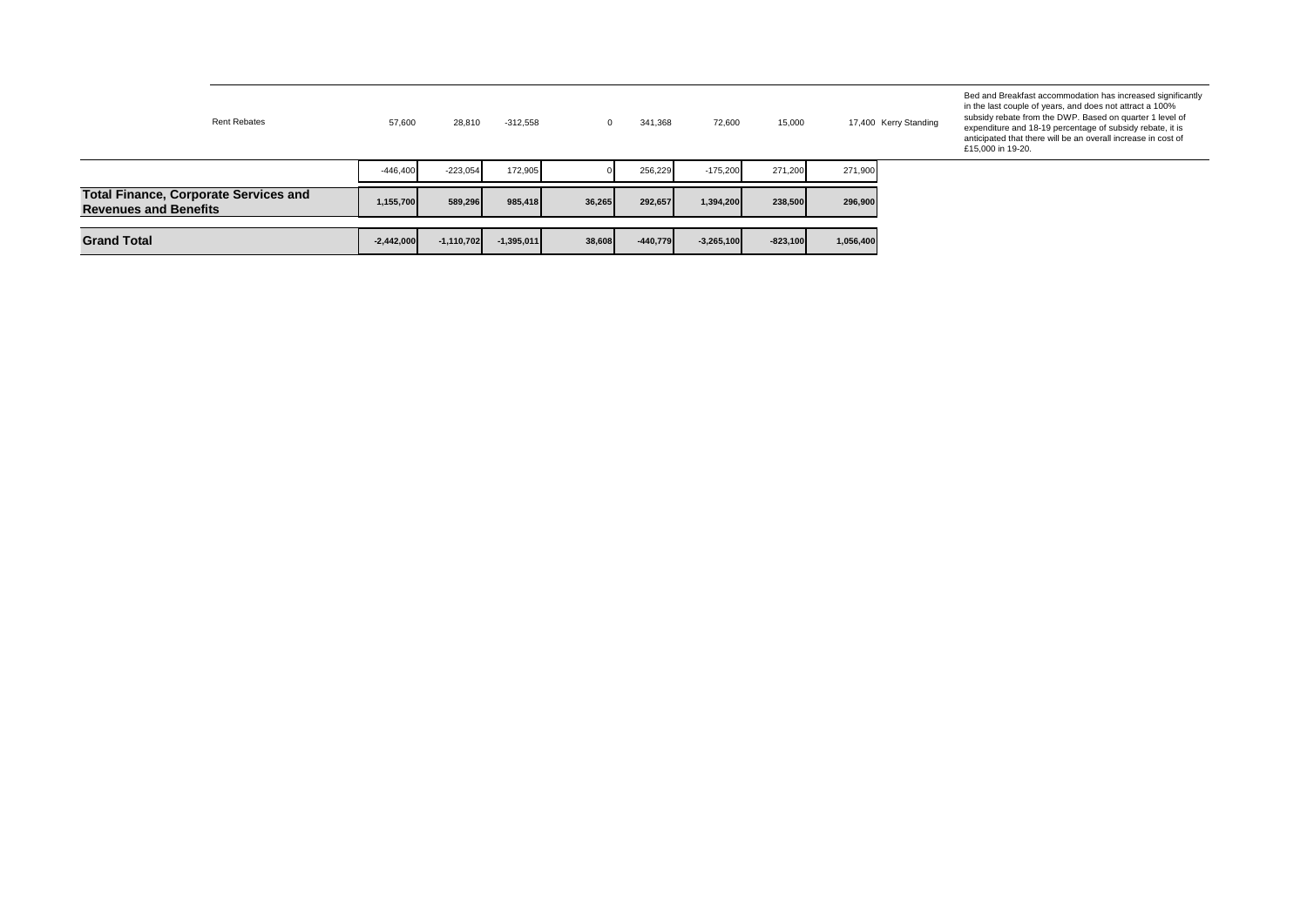| | | | | | | | | | | |
|---|---|---|---|---|---|---|---|---|---|---|
| Rent Rebates | 57,600 | 28,810 | -312,558 | 0 | 341,368 | 72,600 | 15,000 | 17,400 | Kerry Standing | Bed and Breakfast accommodation has increased significantly in the last couple of years, and does not attract a 100% subsidy rebate from the DWP. Based on quarter 1 level of expenditure and 18-19 percentage of subsidy rebate, it is anticipated that there will be an overall increase in cost of £15,000 in 19-20. |
| | -446,400 | -223,054 | 172,905 | 0 | 256,229 | -175,200 | 271,200 | 271,900 | | |
| **Total Finance, Corporate Services and Revenues and Benefits** | **1,155,700** | **589,296** | **985,418** | **36,265** | **292,657** | **1,394,200** | **238,500** | **296,900** | | |
| **Grand Total** | **-2,442,000** | **-1,110,702** | **-1,395,011** | **38,608** | **-440,779** | **-3,265,100** | **-823,100** | **1,056,400** | | |